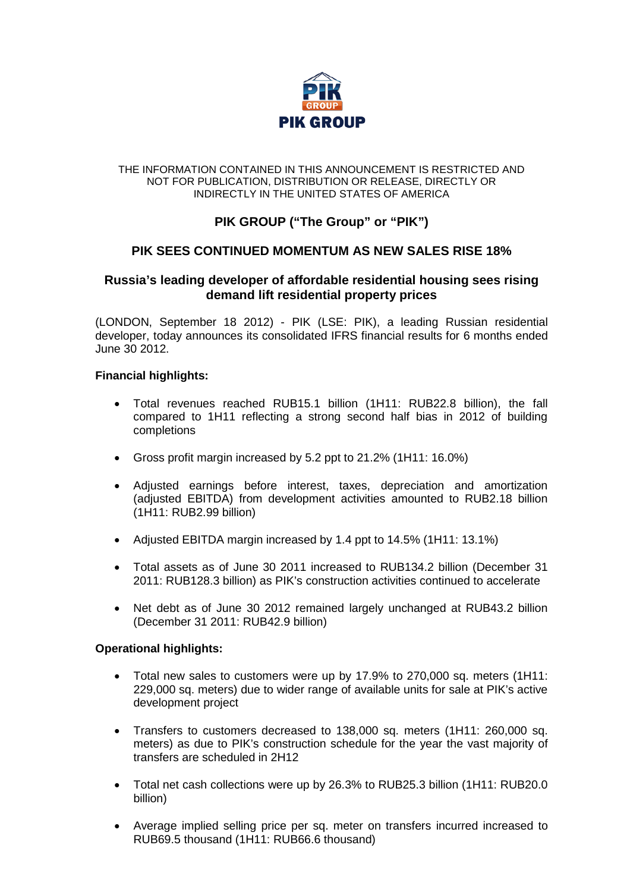PIK GROUP

THE INFORMATION CONTAINED IN THIS ANNOUNCEMENT IS RESTRICTED AND NOT FOR PUBLICATION, DISTRIBUTION OR RELEASE, DIRECTLY OR INDIRECTLY IN THE UNITED STATES OF AMERICA

# PIK GROUP ("The Group" or "PIK")

## PIK SEES CONTINUED MOMENTUM AS NEW SALES RISE 18%

### Russia's leading developer of affordable residential housing sees rising demand lift residential property prices

(LONDON, September 18 2012) - PIK (LSE: PIK), a leading Russian residential developer, today announces its consolidated IFRS financial results for 6 months ended June 30 2012.

**Financial highlights:**

- Total revenues reached RUB15.1 billion (1H11: RUB22.8 billion), the fall compared to 1H11 reflecting a strong second half bias in 2012 of building completions
- Gross profit margin increased by 5.2 ppt to 21.2% (1H11: 16.0%)
- Adjusted earnings before interest, taxes, depreciation and amortization (adjusted EBITDA) from development activities amounted to RUB2.18 billion (1H11: RUB2.99 billion)
- Adjusted EBITDA margin increased by 1.4 ppt to 14.5% (1H11: 13.1%)
- Total assets as of June 30 2011 increased to RUB134.2 billion (December 31 2011: RUB128.3 billion) as PIK's construction activities continued to accelerate
- Net debt as of June 30 2012 remained largely unchanged at RUB43.2 billion (December 31 2011: RUB42.9 billion)

**Operational highlights:**

- Total new sales to customers were up by 17.9% to 270,000 sq. meters (1H11: 229,000 sq. meters) due to wider range of available units for sale at PIK's active development project
- Transfers to customers decreased to 138,000 sq. meters (1H11: 260,000 sq. meters) as due to PIK's construction schedule for the year the vast majority of transfers are scheduled in 2H12
- Total net cash collections were up by 26.3% to RUB25.3 billion (1H11: RUB20.0 billion)
- Average implied selling price per sq. meter on transfers incurred increased to RUB69.5 thousand (1H11: RUB66.6 thousand)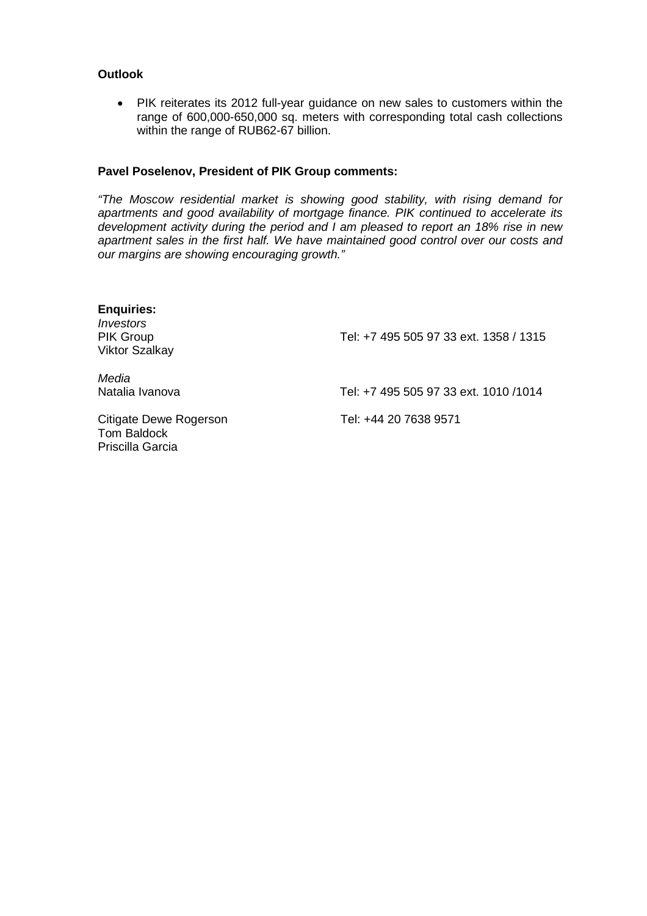**Outlook**

- PIK reiterates its 2012 full-year guidance on new sales to customers within the range of 600,000-650,000 sq. meters with corresponding total cash collections within the range of RUB62-67 billion.

**Pavel Poselenov, President of PIK Group comments:**

*"The Moscow residential market is showing good stability, with rising demand for apartments and good availability of mortgage finance. PIK continued to accelerate its development activity during the period and I am pleased to report an 18% rise in new apartment sales in the first half. We have maintained good control over our costs and our margins are showing encouraging growth."*

**Enquiries:**

*Investors*

| | |
|---|---|
| PIK Group<br>Viktor Szalkay | Tel: +7 495 505 97 33 ext. 1358 / 1315 |

*Media*

| | |
|---|---|
| Natalia Ivanova | Tel: +7 495 505 97 33 ext. 1010 /1014 |
| Citigate Dewe Rogerson<br>Tom Baldock<br>Priscilla Garcia | Tel: +44 20 7638 9571 |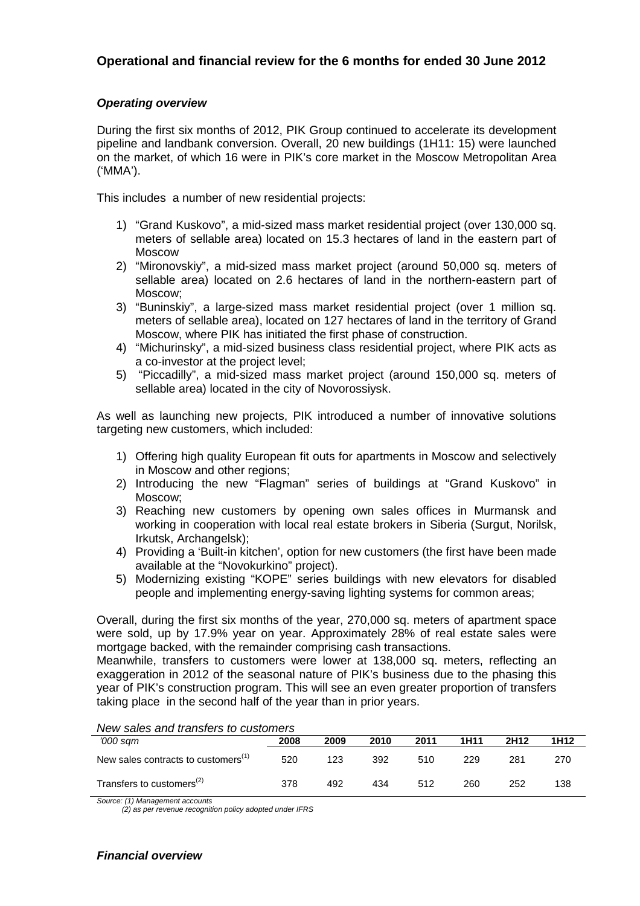## Operational and financial review for the 6 months for ended 30 June 2012

### *Operating overview*

During the first six months of 2012, PIK Group continued to accelerate its development pipeline and landbank conversion. Overall, 20 new buildings (1H11: 15) were launched on the market, of which 16 were in PIK's core market in the Moscow Metropolitan Area ('MMA').

This includes a number of new residential projects:

1) "Grand Kuskovo", a mid-sized mass market residential project (over 130,000 sq. meters of sellable area) located on 15.3 hectares of land in the eastern part of Moscow
2) "Mironovskiy", a mid-sized mass market project (around 50,000 sq. meters of sellable area) located on 2.6 hectares of land in the northern-eastern part of Moscow;
3) "Buninskiy", a large-sized mass market residential project (over 1 million sq. meters of sellable area), located on 127 hectares of land in the territory of Grand Moscow, where PIK has initiated the first phase of construction.
4) "Michurinsky", a mid-sized business class residential project, where PIK acts as a co-investor at the project level;
5) "Piccadilly", a mid-sized mass market project (around 150,000 sq. meters of sellable area) located in the city of Novorossiysk.

As well as launching new projects, PIK introduced a number of innovative solutions targeting new customers, which included:

1) Offering high quality European fit outs for apartments in Moscow and selectively in Moscow and other regions;
2) Introducing the new "Flagman" series of buildings at "Grand Kuskovo" in Moscow;
3) Reaching new customers by opening own sales offices in Murmansk and working in cooperation with local real estate brokers in Siberia (Surgut, Norilsk, Irkutsk, Archangelsk);
4) Providing a 'Built-in kitchen', option for new customers (the first have been made available at the "Novokurkino" project).
5) Modernizing existing "KOPE" series buildings with new elevators for disabled people and implementing energy-saving lighting systems for common areas;

Overall, during the first six months of the year, 270,000 sq. meters of apartment space were sold, up by 17.9% year on year. Approximately 28% of real estate sales were mortgage backed, with the remainder comprising cash transactions.
Meanwhile, transfers to customers were lower at 138,000 sq. meters, reflecting an exaggeration in 2012 of the seasonal nature of PIK's business due to the phasing this year of PIK's construction program. This will see an even greater proportion of transfers taking place in the second half of the year than in prior years.

*New sales and transfers to customers*

| *'000 sqm* | 2008 | 2009 | 2010 | 2011 | 1H11 | 2H12 | 1H12 |
|---|---|---|---|---|---|---|---|
| New sales contracts to customers[1] | 520 | 123 | 392 | 510 | 229 | 281 | 270 |
| Transfers to customers[2] | 378 | 492 | 434 | 512 | 260 | 252 | 138 |

*Source: (1) Management accounts*
*(2) as per revenue recognition policy adopted under IFRS*

### *Financial overview*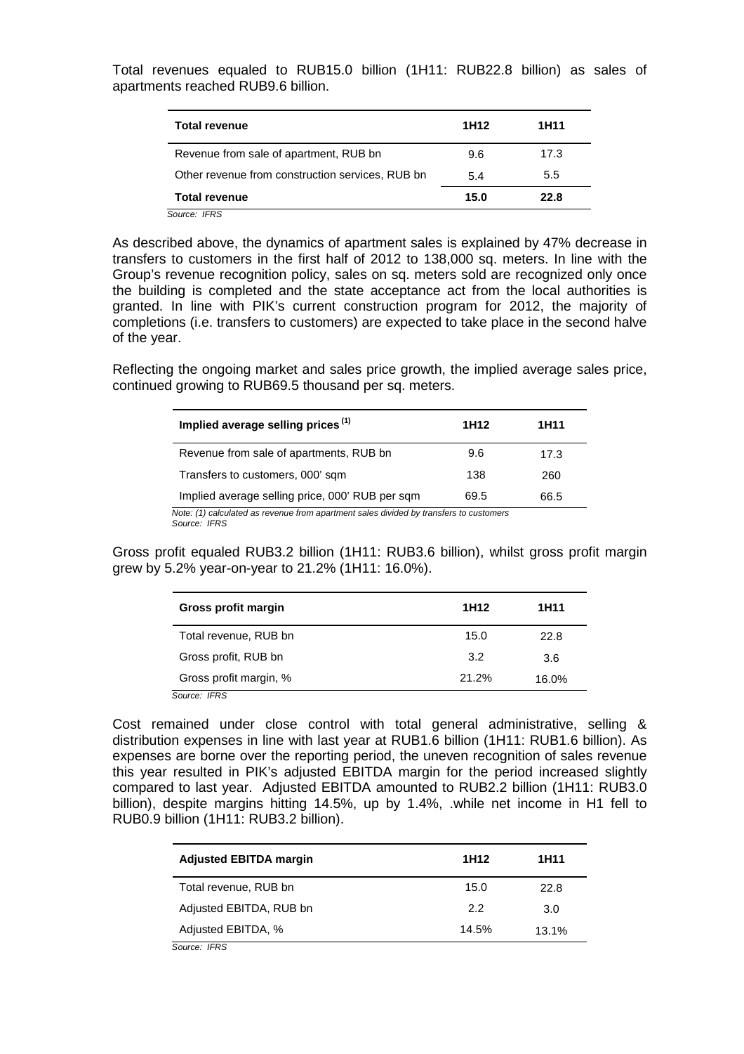Total revenues equaled to RUB15.0 billion (1H11: RUB22.8 billion) as sales of apartments reached RUB9.6 billion.

| Total revenue | 1H12 | 1H11 |
|---|---|---|
| Revenue from sale of apartment, RUB bn | 9.6 | 17.3 |
| Other revenue from construction services, RUB bn | 5.4 | 5.5 |
| **Total revenue** | **15.0** | **22.8** |

*Source: IFRS*

As described above, the dynamics of apartment sales is explained by 47% decrease in transfers to customers in the first half of 2012 to 138,000 sq. meters. In line with the Group's revenue recognition policy, sales on sq. meters sold are recognized only once the building is completed and the state acceptance act from the local authorities is granted. In line with PIK's current construction program for 2012, the majority of completions (i.e. transfers to customers) are expected to take place in the second halve of the year.

Reflecting the ongoing market and sales price growth, the implied average sales price, continued growing to RUB69.5 thousand per sq. meters.

| Implied average selling prices (1) | 1H12 | 1H11 |
|---|---|---|
| Revenue from sale of apartments, RUB bn | 9.6 | 17.3 |
| Transfers to customers, 000' sqm | 138 | 260 |
| Implied average selling price, 000' RUB per sqm | 69.5 | 66.5 |

*Note: (1) calculated as revenue from apartment sales divided by transfers to customers*
*Source: IFRS*

Gross profit equaled RUB3.2 billion (1H11: RUB3.6 billion), whilst gross profit margin grew by 5.2% year-on-year to 21.2% (1H11: 16.0%).

| Gross profit margin | 1H12 | 1H11 |
|---|---|---|
| Total revenue, RUB bn | 15.0 | 22.8 |
| Gross profit, RUB bn | 3.2 | 3.6 |
| Gross profit margin, % | 21.2% | 16.0% |

*Source: IFRS*

Cost remained under close control with total general administrative, selling & distribution expenses in line with last year at RUB1.6 billion (1H11: RUB1.6 billion). As expenses are borne over the reporting period, the uneven recognition of sales revenue this year resulted in PIK's adjusted EBITDA margin for the period increased slightly compared to last year. Adjusted EBITDA amounted to RUB2.2 billion (1H11: RUB3.0 billion), despite margins hitting 14.5%, up by 1.4%, .while net income in H1 fell to RUB0.9 billion (1H11: RUB3.2 billion).

| Adjusted EBITDA margin | 1H12 | 1H11 |
|---|---|---|
| Total revenue, RUB bn | 15.0 | 22.8 |
| Adjusted EBITDA, RUB bn | 2.2 | 3.0 |
| Adjusted EBITDA, % | 14.5% | 13.1% |

*Source: IFRS*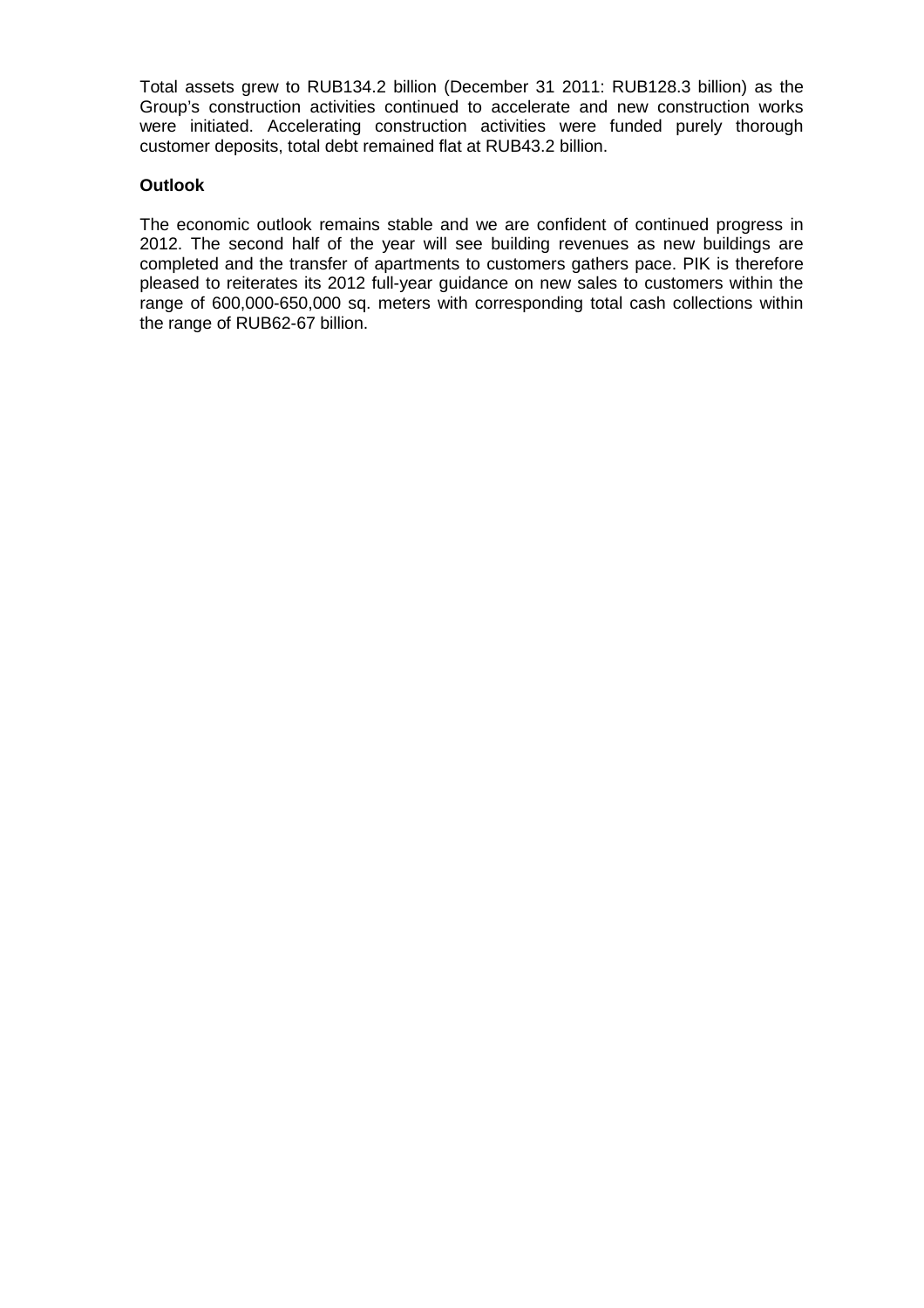Total assets grew to RUB134.2 billion (December 31 2011: RUB128.3 billion) as the Group's construction activities continued to accelerate and new construction works were initiated. Accelerating construction activities were funded purely thorough customer deposits, total debt remained flat at RUB43.2 billion.

**Outlook**

The economic outlook remains stable and we are confident of continued progress in 2012. The second half of the year will see building revenues as new buildings are completed and the transfer of apartments to customers gathers pace. PIK is therefore pleased to reiterates its 2012 full-year guidance on new sales to customers within the range of 600,000-650,000 sq. meters with corresponding total cash collections within the range of RUB62-67 billion.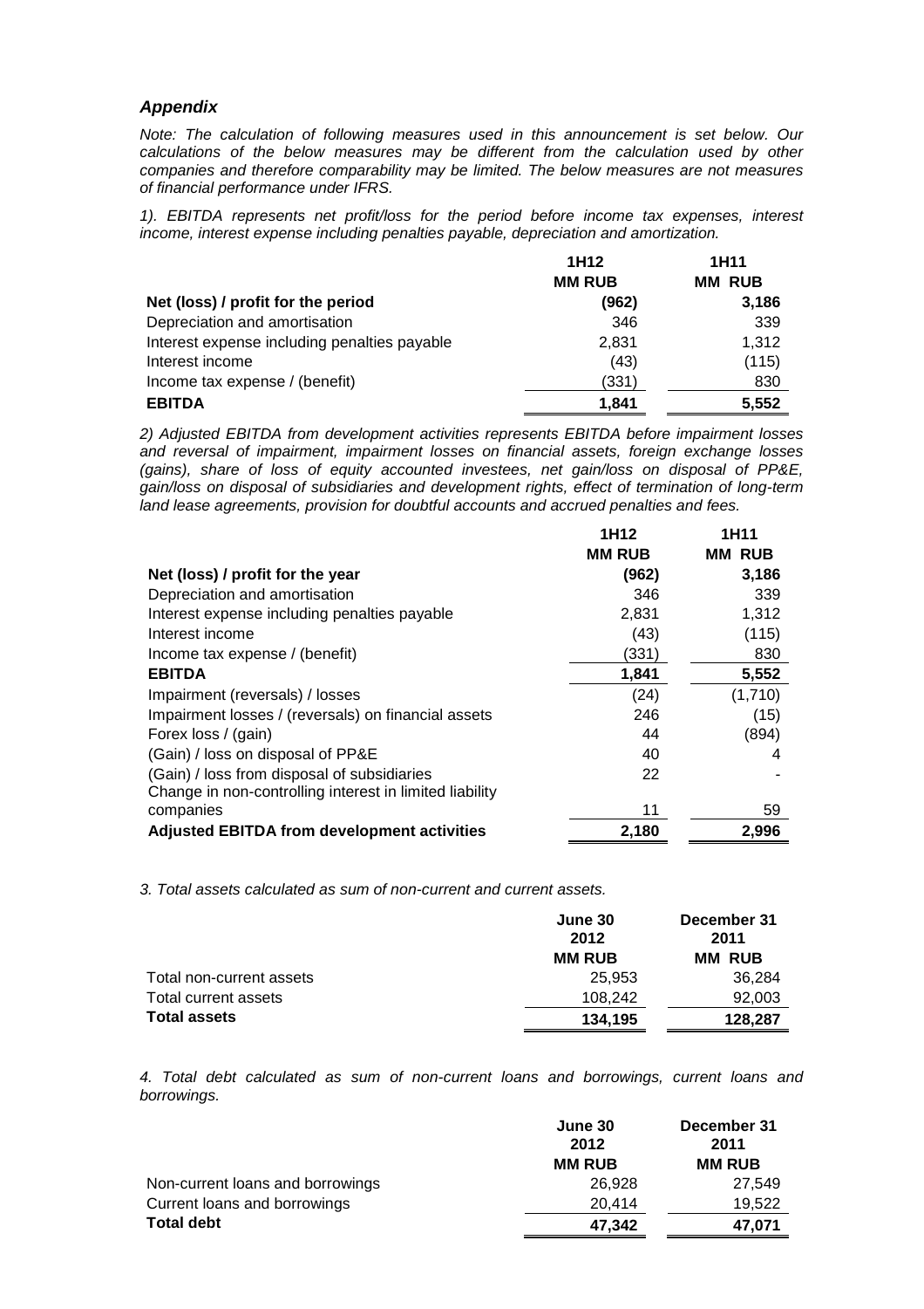## *Appendix*

*Note: The calculation of following measures used in this announcement is set below. Our calculations of the below measures may be different from the calculation used by other companies and therefore comparability may be limited. The below measures are not measures of financial performance under IFRS.*

*1). EBITDA represents net profit/loss for the period before income tax expenses, interest income, interest expense including penalties payable, depreciation and amortization.*

| | 1H12 MM RUB | 1H11 MM RUB |
|---|---|---|
| **Net (loss) / profit for the period** | **(962)** | **3,186** |
| Depreciation and amortisation | 346 | 339 |
| Interest expense including penalties payable | 2,831 | 1,312 |
| Interest income | (43) | (115) |
| Income tax expense / (benefit) | (331) | 830 |
| **EBITDA** | **1,841** | **5,552** |

*2) Adjusted EBITDA from development activities represents EBITDA before impairment losses and reversal of impairment, impairment losses on financial assets, foreign exchange losses (gains), share of loss of equity accounted investees, net gain/loss on disposal of PP&E, gain/loss on disposal of subsidiaries and development rights, effect of termination of long-term land lease agreements, provision for doubtful accounts and accrued penalties and fees.*

| | 1H12 MM RUB | 1H11 MM RUB |
|---|---|---|
| **Net (loss) / profit for the year** | **(962)** | **3,186** |
| Depreciation and amortisation | 346 | 339 |
| Interest expense including penalties payable | 2,831 | 1,312 |
| Interest income | (43) | (115) |
| Income tax expense / (benefit) | (331) | 830 |
| **EBITDA** | **1,841** | **5,552** |
| Impairment (reversals) / losses | (24) | (1,710) |
| Impairment losses / (reversals) on financial assets | 246 | (15) |
| Forex loss / (gain) | 44 | (894) |
| (Gain) / loss on disposal of PP&E | 40 | 4 |
| (Gain) / loss from disposal of subsidiaries | 22 | - |
| Change in non-controlling interest in limited liability companies | 11 | 59 |
| **Adjusted EBITDA from development activities** | **2,180** | **2,996** |

*3. Total assets calculated as sum of non-current and current assets.*

| | June 30 2012 MM RUB | December 31 2011 MM RUB |
|---|---|---|
| Total non-current assets | 25,953 | 36,284 |
| Total current assets | 108,242 | 92,003 |
| **Total assets** | **134,195** | **128,287** |

*4. Total debt calculated as sum of non-current loans and borrowings, current loans and borrowings.*

| | June 30 2012 MM RUB | December 31 2011 MM RUB |
|---|---|---|
| Non-current loans and borrowings | 26,928 | 27,549 |
| Current loans and borrowings | 20,414 | 19,522 |
| **Total debt** | **47,342** | **47,071** |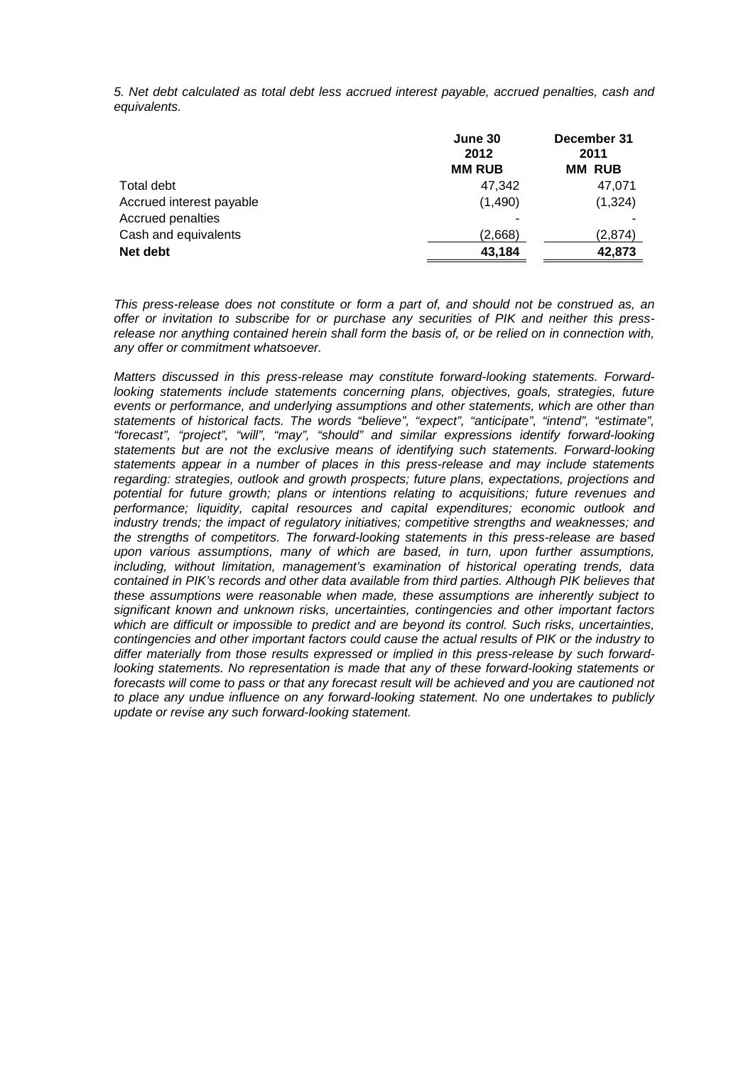*5. Net debt calculated as total debt less accrued interest payable, accrued penalties, cash and equivalents.*

| | June 30 2012 MM RUB | December 31 2011 MM RUB |
|---|---|---|
| Total debt | 47,342 | 47,071 |
| Accrued interest payable | (1,490) | (1,324) |
| Accrued penalties | - | - |
| Cash and equivalents | (2,668) | (2,874) |
| **Net debt** | **43,184** | **42,873** |

*This press-release does not constitute or form a part of, and should not be construed as, an offer or invitation to subscribe for or purchase any securities of PIK and neither this press-release nor anything contained herein shall form the basis of, or be relied on in connection with, any offer or commitment whatsoever.*

*Matters discussed in this press-release may constitute forward-looking statements. Forward-looking statements include statements concerning plans, objectives, goals, strategies, future events or performance, and underlying assumptions and other statements, which are other than statements of historical facts. The words "believe", "expect", "anticipate", "intend", "estimate", "forecast", "project", "will", "may", "should" and similar expressions identify forward-looking statements but are not the exclusive means of identifying such statements. Forward-looking statements appear in a number of places in this press-release and may include statements regarding: strategies, outlook and growth prospects; future plans, expectations, projections and potential for future growth; plans or intentions relating to acquisitions; future revenues and performance; liquidity, capital resources and capital expenditures; economic outlook and industry trends; the impact of regulatory initiatives; competitive strengths and weaknesses; and the strengths of competitors. The forward-looking statements in this press-release are based upon various assumptions, many of which are based, in turn, upon further assumptions, including, without limitation, management's examination of historical operating trends, data contained in PIK's records and other data available from third parties. Although PIK believes that these assumptions were reasonable when made, these assumptions are inherently subject to significant known and unknown risks, uncertainties, contingencies and other important factors which are difficult or impossible to predict and are beyond its control. Such risks, uncertainties, contingencies and other important factors could cause the actual results of PIK or the industry to differ materially from those results expressed or implied in this press-release by such forward-looking statements. No representation is made that any of these forward-looking statements or forecasts will come to pass or that any forecast result will be achieved and you are cautioned not to place any undue influence on any forward-looking statement. No one undertakes to publicly update or revise any such forward-looking statement.*